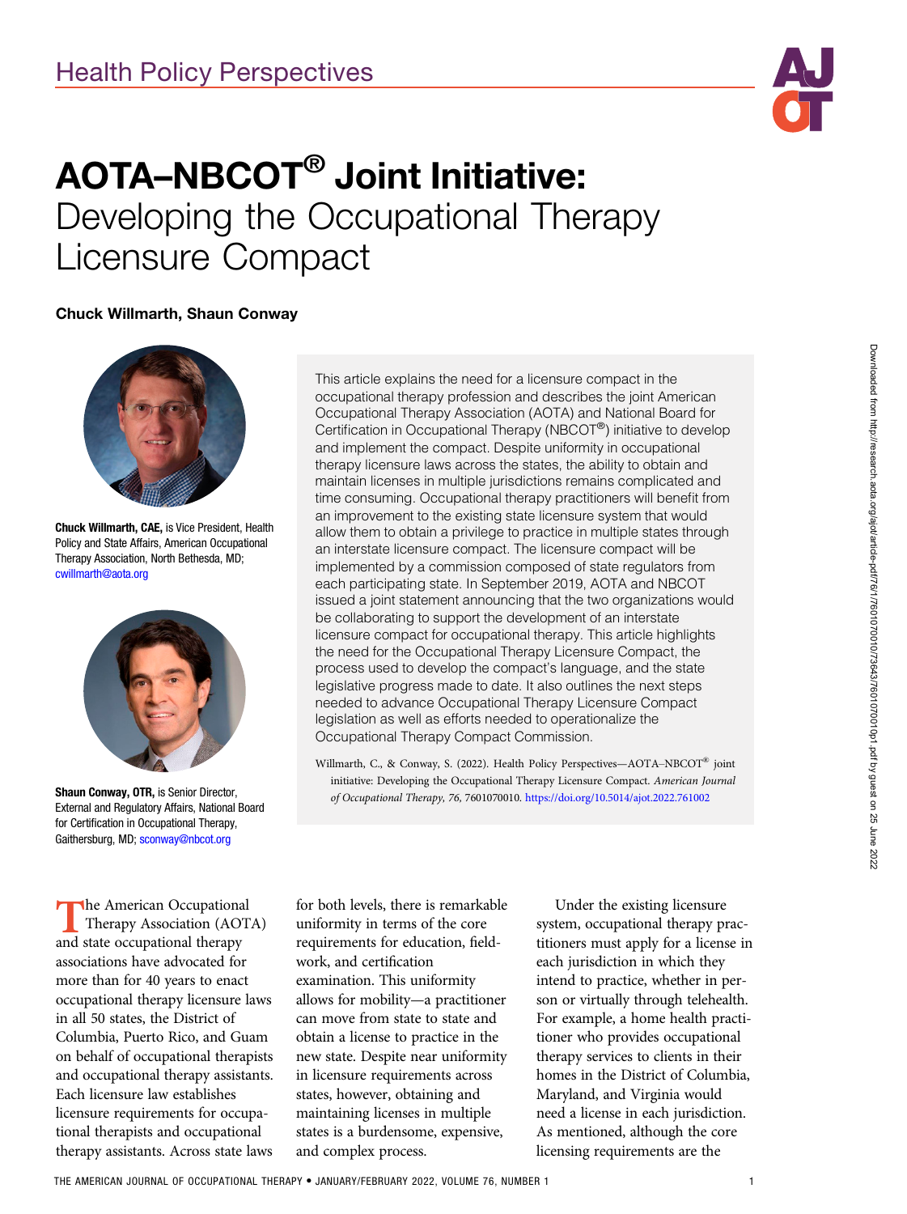Health Policy Perspectives

# AOTA–NBCOT® Joint Initiative: Developing the Occupational Therapy Licensure Compact

**Chuck Willmarth, Shaun Conway**

**Chuck Willmarth, CAE,** is Vice President, Health Policy and State Affairs, American Occupational Therapy Association, North Bethesda, MD; cwillmarth@aota.org

**Shaun Conway, OTR,** is Senior Director, External and Regulatory Affairs, National Board for Certification in Occupational Therapy, Gaithersburg, MD; sconway@nbcot.org

This article explains the need for a licensure compact in the occupational therapy profession and describes the joint American Occupational Therapy Association (AOTA) and National Board for Certification in Occupational Therapy (NBCOT®) initiative to develop and implement the compact. Despite uniformity in occupational therapy licensure laws across the states, the ability to obtain and maintain licenses in multiple jurisdictions remains complicated and time consuming. Occupational therapy practitioners will benefit from an improvement to the existing state licensure system that would allow them to obtain a privilege to practice in multiple states through an interstate licensure compact. The licensure compact will be implemented by a commission composed of state regulators from each participating state. In September 2019, AOTA and NBCOT issued a joint statement announcing that the two organizations would be collaborating to support the development of an interstate licensure compact for occupational therapy. This article highlights the need for the Occupational Therapy Licensure Compact, the process used to develop the compact's language, and the state legislative progress made to date. It also outlines the next steps needed to advance Occupational Therapy Licensure Compact legislation as well as efforts needed to operationalize the Occupational Therapy Compact Commission.

Willmarth, C., & Conway, S. (2022). Health Policy Perspectives—AOTA–NBCOT® joint initiative: Developing the Occupational Therapy Licensure Compact. *American Journal of Occupational Therapy, 76,* 7601070010. https://doi.org/10.5014/ajot.2022.761002

The American Occupational Therapy Association (AOTA) and state occupational therapy associations have advocated for more than for 40 years to enact occupational therapy licensure laws in all 50 states, the District of Columbia, Puerto Rico, and Guam on behalf of occupational therapists and occupational therapy assistants. Each licensure law establishes licensure requirements for occupational therapists and occupational therapy assistants. Across state laws for both levels, there is remarkable uniformity in terms of the core requirements for education, fieldwork, and certification examination. This uniformity allows for mobility—a practitioner can move from state to state and obtain a license to practice in the new state. Despite near uniformity in licensure requirements across states, however, obtaining and maintaining licenses in multiple states is a burdensome, expensive, and complex process.

Under the existing licensure system, occupational therapy practitioners must apply for a license in each jurisdiction in which they intend to practice, whether in person or virtually through telehealth. For example, a home health practitioner who provides occupational therapy services to clients in their homes in the District of Columbia, Maryland, and Virginia would need a license in each jurisdiction. As mentioned, although the core licensing requirements are the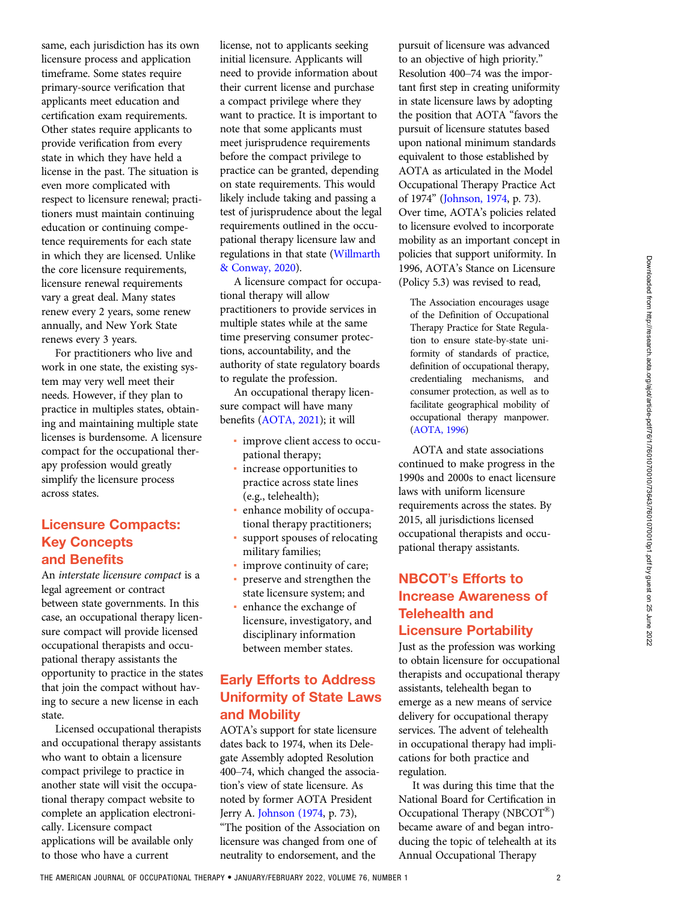same, each jurisdiction has its own licensure process and application timeframe. Some states require primary-source verification that applicants meet education and certification exam requirements. Other states require applicants to provide verification from every state in which they have held a license in the past. The situation is even more complicated with respect to licensure renewal; practitioners must maintain continuing education or continuing competence requirements for each state in which they are licensed. Unlike the core licensure requirements, licensure renewal requirements vary a great deal. Many states renew every 2 years, some renew annually, and New York State renews every 3 years.

For practitioners who live and work in one state, the existing system may very well meet their needs. However, if they plan to practice in multiples states, obtaining and maintaining multiple state licenses is burdensome. A licensure compact for the occupational therapy profession would greatly simplify the licensure process across states.

## Licensure Compacts: Key Concepts and Benefits

An *interstate licensure compact* is a legal agreement or contract between state governments. In this case, an occupational therapy licensure compact will provide licensed occupational therapists and occupational therapy assistants the opportunity to practice in the states that join the compact without having to secure a new license in each state.

Licensed occupational therapists and occupational therapy assistants who want to obtain a licensure compact privilege to practice in another state will visit the occupational therapy compact website to complete an application electronically. Licensure compact applications will be available only to those who have a current license, not to applicants seeking initial licensure. Applicants will need to provide information about their current license and purchase a compact privilege where they want to practice. It is important to note that some applicants must meet jurisprudence requirements before the compact privilege to practice can be granted, depending on state requirements. This would likely include taking and passing a test of jurisprudence about the legal requirements outlined in the occupational therapy licensure law and regulations in that state (Willmarth & Conway, 2020).

A licensure compact for occupational therapy will allow practitioners to provide services in multiple states while at the same time preserving consumer protections, accountability, and the authority of state regulatory boards to regulate the profession.

An occupational therapy licensure compact will have many benefits (AOTA, 2021); it will

- improve client access to occupational therapy;
- increase opportunities to practice across state lines (e.g., telehealth);
- enhance mobility of occupational therapy practitioners;
- support spouses of relocating military families;
- improve continuity of care;
- preserve and strengthen the state licensure system; and
- enhance the exchange of licensure, investigatory, and disciplinary information between member states.

## Early Efforts to Address Uniformity of State Laws and Mobility

AOTA's support for state licensure dates back to 1974, when its Delegate Assembly adopted Resolution 400–74, which changed the association's view of state licensure. As noted by former AOTA President Jerry A. Johnson (1974, p. 73), "The position of the Association on licensure was changed from one of neutrality to endorsement, and the pursuit of licensure was advanced to an objective of high priority." Resolution 400–74 was the important first step in creating uniformity in state licensure laws by adopting the position that AOTA "favors the pursuit of licensure statutes based upon national minimum standards equivalent to those established by AOTA as articulated in the Model Occupational Therapy Practice Act of 1974" (Johnson, 1974, p. 73). Over time, AOTA's policies related to licensure evolved to incorporate mobility as an important concept in policies that support uniformity. In 1996, AOTA's Stance on Licensure (Policy 5.3) was revised to read,

> The Association encourages usage of the Definition of Occupational Therapy Practice for State Regulation to ensure state-by-state uniformity of standards of practice, definition of occupational therapy, credentialing mechanisms, and consumer protection, as well as to facilitate geographical mobility of occupational therapy manpower. (AOTA, 1996)

AOTA and state associations continued to make progress in the 1990s and 2000s to enact licensure laws with uniform licensure requirements across the states. By 2015, all jurisdictions licensed occupational therapists and occupational therapy assistants.

## NBCOT's Efforts to Increase Awareness of Telehealth and Licensure Portability

Just as the profession was working to obtain licensure for occupational therapists and occupational therapy assistants, telehealth began to emerge as a new means of service delivery for occupational therapy services. The advent of telehealth in occupational therapy had implications for both practice and regulation.

It was during this time that the National Board for Certification in Occupational Therapy (NBCOT®) became aware of and began introducing the topic of telehealth at its Annual Occupational Therapy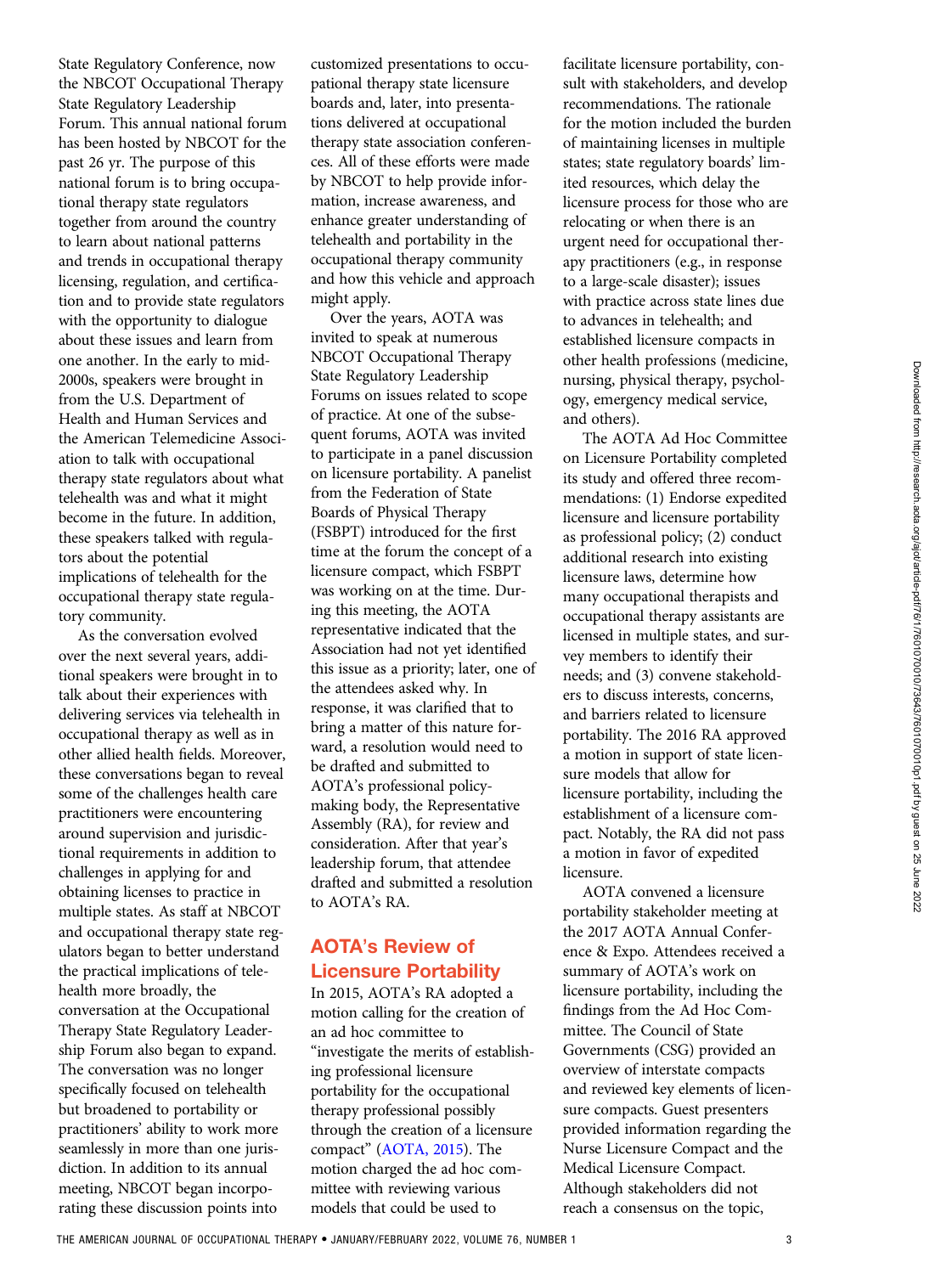State Regulatory Conference, now the NBCOT Occupational Therapy State Regulatory Leadership Forum. This annual national forum has been hosted by NBCOT for the past 26 yr. The purpose of this national forum is to bring occupational therapy state regulators together from around the country to learn about national patterns and trends in occupational therapy licensing, regulation, and certification and to provide state regulators with the opportunity to dialogue about these issues and learn from one another. In the early to mid-2000s, speakers were brought in from the U.S. Department of Health and Human Services and the American Telemedicine Association to talk with occupational therapy state regulators about what telehealth was and what it might become in the future. In addition, these speakers talked with regulators about the potential implications of telehealth for the occupational therapy state regulatory community.

As the conversation evolved over the next several years, additional speakers were brought in to talk about their experiences with delivering services via telehealth in occupational therapy as well as in other allied health fields. Moreover, these conversations began to reveal some of the challenges health care practitioners were encountering around supervision and jurisdictional requirements in addition to challenges in applying for and obtaining licenses to practice in multiple states. As staff at NBCOT and occupational therapy state regulators began to better understand the practical implications of telehealth more broadly, the conversation at the Occupational Therapy State Regulatory Leadership Forum also began to expand. The conversation was no longer specifically focused on telehealth but broadened to portability or practitioners' ability to work more seamlessly in more than one jurisdiction. In addition to its annual meeting, NBCOT began incorporating these discussion points into customized presentations to occupational therapy state licensure boards and, later, into presentations delivered at occupational therapy state association conferences. All of these efforts were made by NBCOT to help provide information, increase awareness, and enhance greater understanding of telehealth and portability in the occupational therapy community and how this vehicle and approach might apply.

Over the years, AOTA was invited to speak at numerous NBCOT Occupational Therapy State Regulatory Leadership Forums on issues related to scope of practice. At one of the subsequent forums, AOTA was invited to participate in a panel discussion on licensure portability. A panelist from the Federation of State Boards of Physical Therapy (FSBPT) introduced for the first time at the forum the concept of a licensure compact, which FSBPT was working on at the time. During this meeting, the AOTA representative indicated that the Association had not yet identified this issue as a priority; later, one of the attendees asked why. In response, it was clarified that to bring a matter of this nature forward, a resolution would need to be drafted and submitted to AOTA's professional policy-making body, the Representative Assembly (RA), for review and consideration. After that year's leadership forum, that attendee drafted and submitted a resolution to AOTA's RA.

## AOTA's Review of Licensure Portability

In 2015, AOTA's RA adopted a motion calling for the creation of an ad hoc committee to "investigate the merits of establishing professional licensure portability for the occupational therapy professional possibly through the creation of a licensure compact" (AOTA, 2015). The motion charged the ad hoc committee with reviewing various models that could be used to facilitate licensure portability, consult with stakeholders, and develop recommendations. The rationale for the motion included the burden of maintaining licenses in multiple states; state regulatory boards' limited resources, which delay the licensure process for those who are relocating or when there is an urgent need for occupational therapy practitioners (e.g., in response to a large-scale disaster); issues with practice across state lines due to advances in telehealth; and established licensure compacts in other health professions (medicine, nursing, physical therapy, psychology, emergency medical service, and others).

The AOTA Ad Hoc Committee on Licensure Portability completed its study and offered three recommendations: (1) Endorse expedited licensure and licensure portability as professional policy; (2) conduct additional research into existing licensure laws, determine how many occupational therapists and occupational therapy assistants are licensed in multiple states, and survey members to identify their needs; and (3) convene stakeholders to discuss interests, concerns, and barriers related to licensure portability. The 2016 RA approved a motion in support of state licensure models that allow for licensure portability, including the establishment of a licensure compact. Notably, the RA did not pass a motion in favor of expedited licensure.

AOTA convened a licensure portability stakeholder meeting at the 2017 AOTA Annual Conference & Expo. Attendees received a summary of AOTA's work on licensure portability, including the findings from the Ad Hoc Committee. The Council of State Governments (CSG) provided an overview of interstate compacts and reviewed key elements of licensure compacts. Guest presenters provided information regarding the Nurse Licensure Compact and the Medical Licensure Compact. Although stakeholders did not reach a consensus on the topic,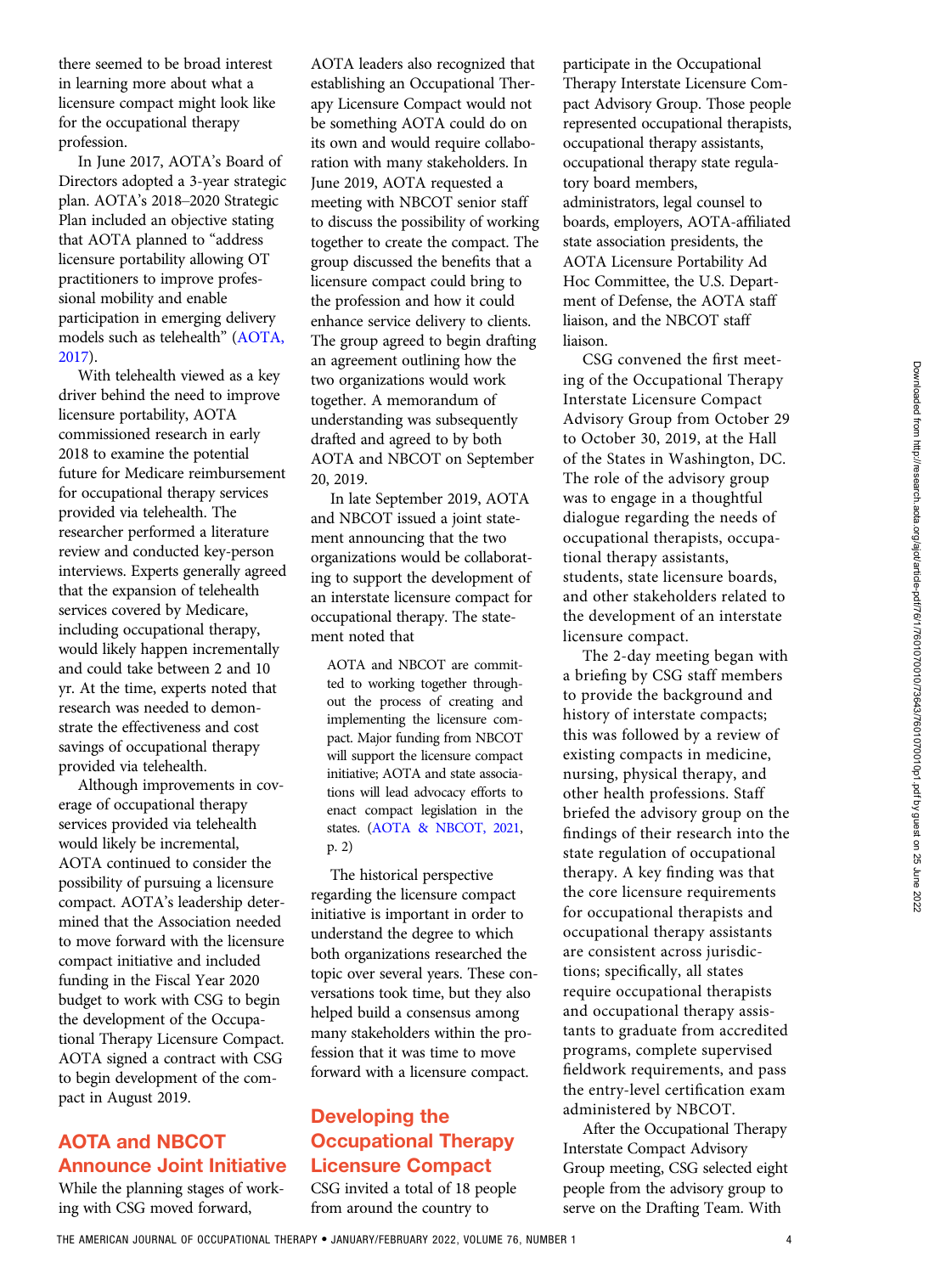there seemed to be broad interest in learning more about what a licensure compact might look like for the occupational therapy profession.

In June 2017, AOTA's Board of Directors adopted a 3-year strategic plan. AOTA's 2018–2020 Strategic Plan included an objective stating that AOTA planned to "address licensure portability allowing OT practitioners to improve professional mobility and enable participation in emerging delivery models such as telehealth" (AOTA, 2017).

With telehealth viewed as a key driver behind the need to improve licensure portability, AOTA commissioned research in early 2018 to examine the potential future for Medicare reimbursement for occupational therapy services provided via telehealth. The researcher performed a literature review and conducted key-person interviews. Experts generally agreed that the expansion of telehealth services covered by Medicare, including occupational therapy, would likely happen incrementally and could take between 2 and 10 yr. At the time, experts noted that research was needed to demonstrate the effectiveness and cost savings of occupational therapy provided via telehealth.

Although improvements in coverage of occupational therapy services provided via telehealth would likely be incremental, AOTA continued to consider the possibility of pursuing a licensure compact. AOTA's leadership determined that the Association needed to move forward with the licensure compact initiative and included funding in the Fiscal Year 2020 budget to work with CSG to begin the development of the Occupational Therapy Licensure Compact. AOTA signed a contract with CSG to begin development of the compact in August 2019.

## AOTA and NBCOT Announce Joint Initiative

While the planning stages of working with CSG moved forward, AOTA leaders also recognized that establishing an Occupational Therapy Licensure Compact would not be something AOTA could do on its own and would require collaboration with many stakeholders. In June 2019, AOTA requested a meeting with NBCOT senior staff to discuss the possibility of working together to create the compact. The group discussed the benefits that a licensure compact could bring to the profession and how it could enhance service delivery to clients. The group agreed to begin drafting an agreement outlining how the two organizations would work together. A memorandum of understanding was subsequently drafted and agreed to by both AOTA and NBCOT on September 20, 2019.

In late September 2019, AOTA and NBCOT issued a joint statement announcing that the two organizations would be collaborating to support the development of an interstate licensure compact for occupational therapy. The statement noted that

> AOTA and NBCOT are committed to working together throughout the process of creating and implementing the licensure compact. Major funding from NBCOT will support the licensure compact initiative; AOTA and state associations will lead advocacy efforts to enact compact legislation in the states. (AOTA & NBCOT, 2021, p. 2)

The historical perspective regarding the licensure compact initiative is important in order to understand the degree to which both organizations researched the topic over several years. These conversations took time, but they also helped build a consensus among many stakeholders within the profession that it was time to move forward with a licensure compact.

## Developing the Occupational Therapy Licensure Compact

CSG invited a total of 18 people from around the country to participate in the Occupational Therapy Interstate Licensure Compact Advisory Group. Those people represented occupational therapists, occupational therapy assistants, occupational therapy state regulatory board members, administrators, legal counsel to boards, employers, AOTA-affiliated state association presidents, the AOTA Licensure Portability Ad Hoc Committee, the U.S. Department of Defense, the AOTA staff liaison, and the NBCOT staff liaison.

CSG convened the first meeting of the Occupational Therapy Interstate Licensure Compact Advisory Group from October 29 to October 30, 2019, at the Hall of the States in Washington, DC. The role of the advisory group was to engage in a thoughtful dialogue regarding the needs of occupational therapists, occupational therapy assistants, students, state licensure boards, and other stakeholders related to the development of an interstate licensure compact.

The 2-day meeting began with a briefing by CSG staff members to provide the background and history of interstate compacts; this was followed by a review of existing compacts in medicine, nursing, physical therapy, and other health professions. Staff briefed the advisory group on the findings of their research into the state regulation of occupational therapy. A key finding was that the core licensure requirements for occupational therapists and occupational therapy assistants are consistent across jurisdictions; specifically, all states require occupational therapists and occupational therapy assistants to graduate from accredited programs, complete supervised fieldwork requirements, and pass the entry-level certification exam administered by NBCOT.

After the Occupational Therapy Interstate Compact Advisory Group meeting, CSG selected eight people from the advisory group to serve on the Drafting Team. With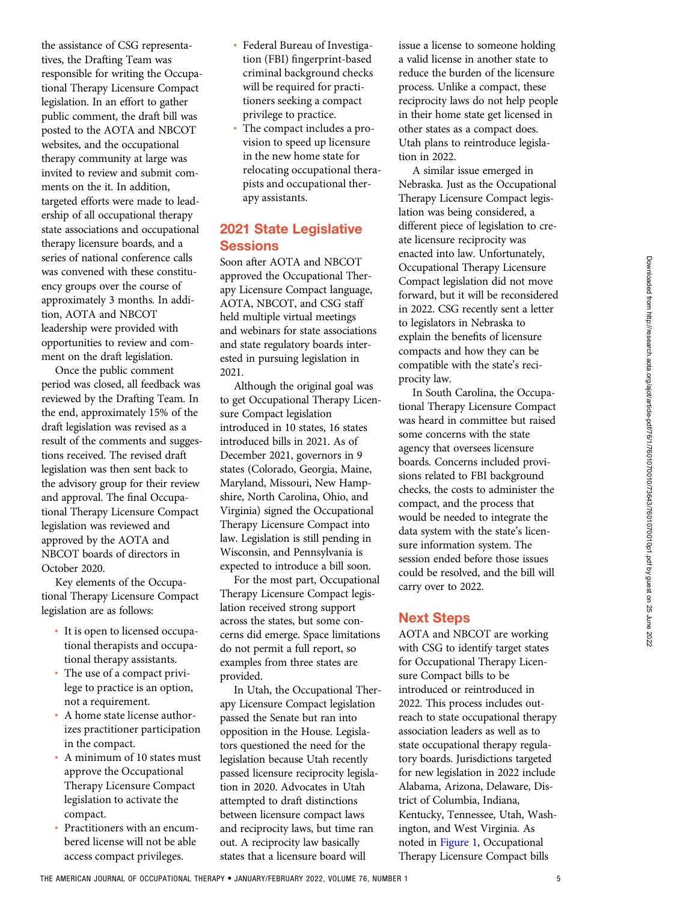the assistance of CSG representatives, the Drafting Team was responsible for writing the Occupational Therapy Licensure Compact legislation. In an effort to gather public comment, the draft bill was posted to the AOTA and NBCOT websites, and the occupational therapy community at large was invited to review and submit comments on the it. In addition, targeted efforts were made to leadership of all occupational therapy state associations and occupational therapy licensure boards, and a series of national conference calls was convened with these constituency groups over the course of approximately 3 months. In addition, AOTA and NBCOT leadership were provided with opportunities to review and comment on the draft legislation.

Once the public comment period was closed, all feedback was reviewed by the Drafting Team. In the end, approximately 15% of the draft legislation was revised as a result of the comments and suggestions received. The revised draft legislation was then sent back to the advisory group for their review and approval. The final Occupational Therapy Licensure Compact legislation was reviewed and approved by the AOTA and NBCOT boards of directors in October 2020.

Key elements of the Occupational Therapy Licensure Compact legislation are as follows:

- It is open to licensed occupational therapists and occupational therapy assistants.
- The use of a compact privilege to practice is an option, not a requirement.
- A home state license authorizes practitioner participation in the compact.
- A minimum of 10 states must approve the Occupational Therapy Licensure Compact legislation to activate the compact.
- Practitioners with an encumbered license will not be able access compact privileges.
- Federal Bureau of Investigation (FBI) fingerprint-based criminal background checks will be required for practitioners seeking a compact privilege to practice.
- The compact includes a provision to speed up licensure in the new home state for relocating occupational therapists and occupational therapy assistants.

## 2021 State Legislative Sessions

Soon after AOTA and NBCOT approved the Occupational Therapy Licensure Compact language, AOTA, NBCOT, and CSG staff held multiple virtual meetings and webinars for state associations and state regulatory boards interested in pursuing legislation in 2021.

Although the original goal was to get Occupational Therapy Licensure Compact legislation introduced in 10 states, 16 states introduced bills in 2021. As of December 2021, governors in 9 states (Colorado, Georgia, Maine, Maryland, Missouri, New Hampshire, North Carolina, Ohio, and Virginia) signed the Occupational Therapy Licensure Compact into law. Legislation is still pending in Wisconsin, and Pennsylvania is expected to introduce a bill soon.

For the most part, Occupational Therapy Licensure Compact legislation received strong support across the states, but some concerns did emerge. Space limitations do not permit a full report, so examples from three states are provided.

In Utah, the Occupational Therapy Licensure Compact legislation passed the Senate but ran into opposition in the House. Legislators questioned the need for the legislation because Utah recently passed licensure reciprocity legislation in 2020. Advocates in Utah attempted to draft distinctions between licensure compact laws and reciprocity laws, but time ran out. A reciprocity law basically states that a licensure board will issue a license to someone holding a valid license in another state to reduce the burden of the licensure process. Unlike a compact, these reciprocity laws do not help people in their home state get licensed in other states as a compact does. Utah plans to reintroduce legislation in 2022.

A similar issue emerged in Nebraska. Just as the Occupational Therapy Licensure Compact legislation was being considered, a different piece of legislation to create licensure reciprocity was enacted into law. Unfortunately, Occupational Therapy Licensure Compact legislation did not move forward, but it will be reconsidered in 2022. CSG recently sent a letter to legislators in Nebraska to explain the benefits of licensure compacts and how they can be compatible with the state's reciprocity law.

In South Carolina, the Occupational Therapy Licensure Compact was heard in committee but raised some concerns with the state agency that oversees licensure boards. Concerns included provisions related to FBI background checks, the costs to administer the compact, and the process that would be needed to integrate the data system with the state's licensure information system. The session ended before those issues could be resolved, and the bill will carry over to 2022.

## Next Steps

AOTA and NBCOT are working with CSG to identify target states for Occupational Therapy Licensure Compact bills to be introduced or reintroduced in 2022. This process includes outreach to state occupational therapy association leaders as well as to state occupational therapy regulatory boards. Jurisdictions targeted for new legislation in 2022 include Alabama, Arizona, Delaware, District of Columbia, Indiana, Kentucky, Tennessee, Utah, Washington, and West Virginia. As noted in Figure 1, Occupational Therapy Licensure Compact bills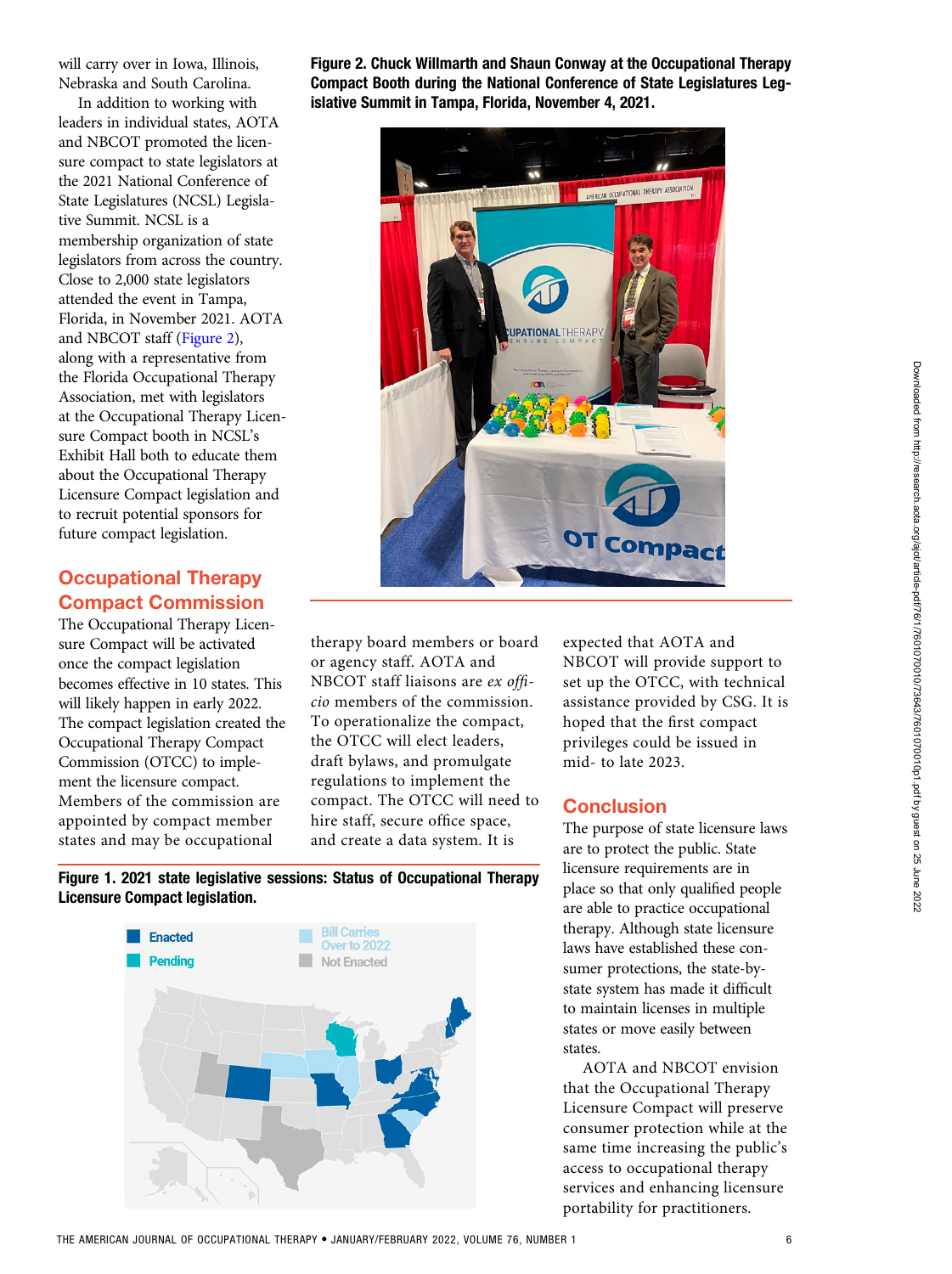will carry over in Iowa, Illinois, Nebraska and South Carolina.

In addition to working with leaders in individual states, AOTA and NBCOT promoted the licensure compact to state legislators at the 2021 National Conference of State Legislatures (NCSL) Legislative Summit. NCSL is a membership organization of state legislators from across the country. Close to 2,000 state legislators attended the event in Tampa, Florida, in November 2021. AOTA and NBCOT staff (Figure 2), along with a representative from the Florida Occupational Therapy Association, met with legislators at the Occupational Therapy Licensure Compact booth in NCSL's Exhibit Hall both to educate them about the Occupational Therapy Licensure Compact legislation and to recruit potential sponsors for future compact legislation.

**Figure 2. Chuck Willmarth and Shaun Conway at the Occupational Therapy Compact Booth during the National Conference of State Legislatures Legislative Summit in Tampa, Florida, November 4, 2021.**

## Occupational Therapy Compact Commission

The Occupational Therapy Licensure Compact will be activated once the compact legislation becomes effective in 10 states. This will likely happen in early 2022. The compact legislation created the Occupational Therapy Compact Commission (OTCC) to implement the licensure compact. Members of the commission are appointed by compact member states and may be occupational therapy board members or board or agency staff. AOTA and NBCOT staff liaisons are *ex officio* members of the commission. To operationalize the compact, the OTCC will elect leaders, draft bylaws, and promulgate regulations to implement the compact. The OTCC will need to hire staff, secure office space, and create a data system. It is expected that AOTA and NBCOT will provide support to set up the OTCC, with technical assistance provided by CSG. It is hoped that the first compact privileges could be issued in mid- to late 2023.

**Figure 1. 2021 state legislative sessions: Status of Occupational Therapy Licensure Compact legislation.**

## Conclusion

The purpose of state licensure laws are to protect the public. State licensure requirements are in place so that only qualified people are able to practice occupational therapy. Although state licensure laws have established these consumer protections, the state-by-state system has made it difficult to maintain licenses in multiple states or move easily between states.

AOTA and NBCOT envision that the Occupational Therapy Licensure Compact will preserve consumer protection while at the same time increasing the public's access to occupational therapy services and enhancing licensure portability for practitioners.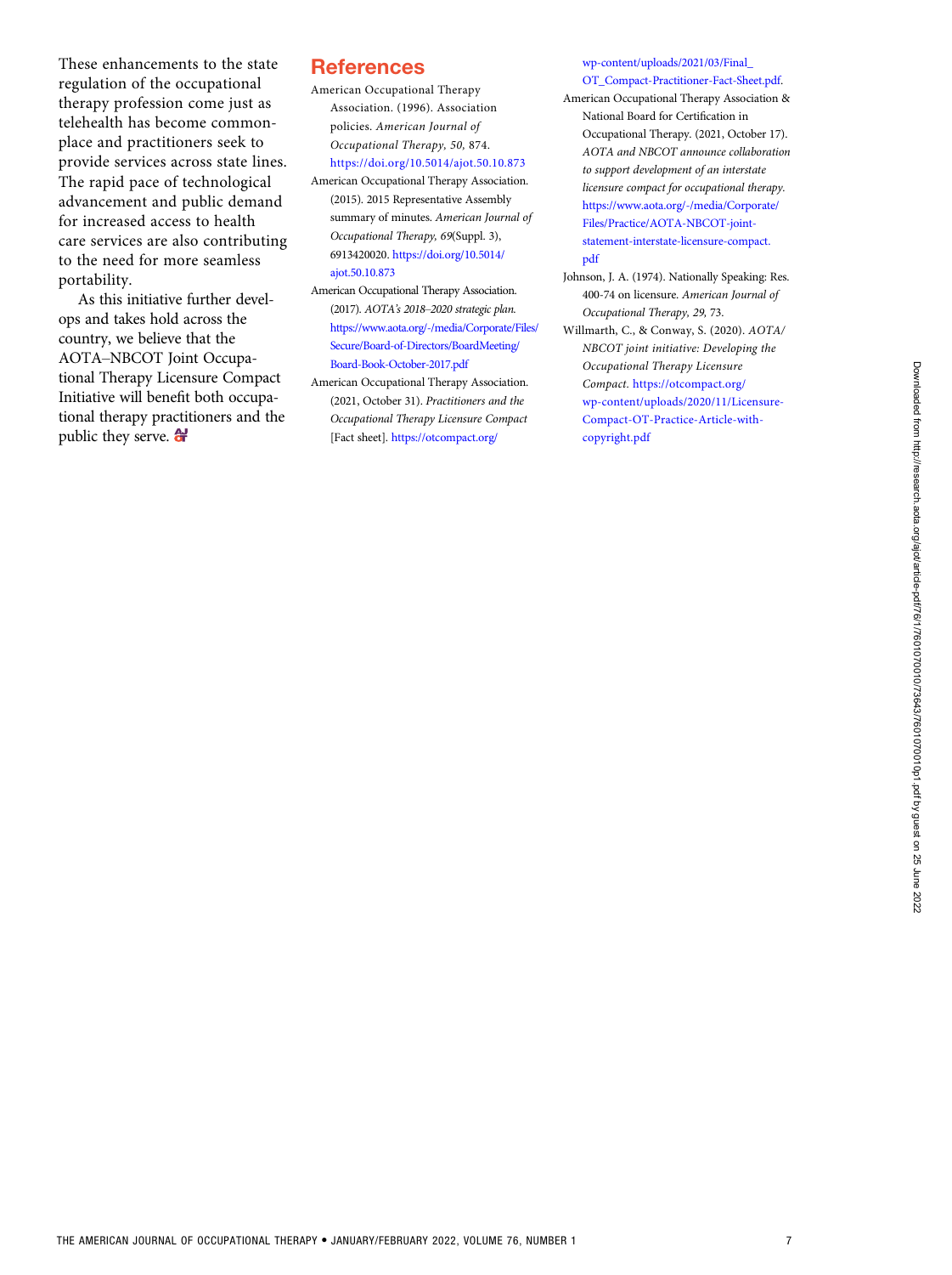These enhancements to the state regulation of the occupational therapy profession come just as telehealth has become commonplace and practitioners seek to provide services across state lines. The rapid pace of technological advancement and public demand for increased access to health care services are also contributing to the need for more seamless portability.

As this initiative further develops and takes hold across the country, we believe that the AOTA–NBCOT Joint Occupational Therapy Licensure Compact Initiative will benefit both occupational therapy practitioners and the public they serve.

## References

American Occupational Therapy Association. (1996). Association policies. *American Journal of Occupational Therapy, 50,* 874. https://doi.org/10.5014/ajot.50.10.873

American Occupational Therapy Association. (2015). 2015 Representative Assembly summary of minutes. *American Journal of Occupational Therapy, 69*(Suppl. 3), 6913420020. https://doi.org/10.5014/ajot.50.10.873

American Occupational Therapy Association. (2017). *AOTA's 2018–2020 strategic plan.* https://www.aota.org/-/media/Corporate/Files/Secure/Board-of-Directors/BoardMeeting/Board-Book-October-2017.pdf

American Occupational Therapy Association. (2021, October 31). *Practitioners and the Occupational Therapy Licensure Compact* [Fact sheet]. https://otcompact.org/wp-content/uploads/2021/03/Final_OT_Compact-Practitioner-Fact-Sheet.pdf.

American Occupational Therapy Association & National Board for Certification in Occupational Therapy. (2021, October 17). *AOTA and NBCOT announce collaboration to support development of an interstate licensure compact for occupational therapy.* https://www.aota.org/-/media/Corporate/Files/Practice/AOTA-NBCOT-joint-statement-interstate-licensure-compact.pdf

Johnson, J. A. (1974). Nationally Speaking: Res. 400-74 on licensure. *American Journal of Occupational Therapy, 29,* 73.

Willmarth, C., & Conway, S. (2020). *AOTA/NBCOT joint initiative: Developing the Occupational Therapy Licensure Compact.* https://otcompact.org/wp-content/uploads/2020/11/Licensure-Compact-OT-Practice-Article-with-copyright.pdf